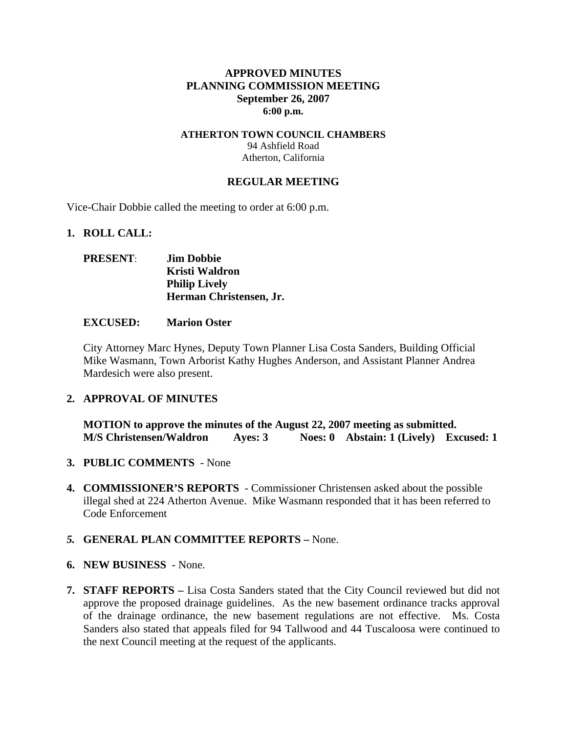# APPROVED MINUTES
# PLANNING COMMISSION MEETING
## September 26, 2007
### 6:00 p.m.

**ATHERTON TOWN COUNCIL CHAMBERS**
94 Ashfield Road
Atherton, California

## REGULAR MEETING

Vice-Chair Dobbie called the meeting to order at 6:00 p.m.

1. **ROLL CALL:**

   **PRESENT**: **Jim Dobbie**
   **Kristi Waldron**
   **Philip Lively**
   **Herman Christensen, Jr.**

   **EXCUSED: Marion Oster**

   City Attorney Marc Hynes, Deputy Town Planner Lisa Costa Sanders, Building Official Mike Wasmann, Town Arborist Kathy Hughes Anderson, and Assistant Planner Andrea Mardesich were also present.

2. **APPROVAL OF MINUTES**

   **MOTION to approve the minutes of the August 22, 2007 meeting as submitted.**
   **M/S Christensen/Waldron Ayes: 3 Noes: 0 Abstain: 1 (Lively) Excused: 1**

3. **PUBLIC COMMENTS** - None

4. **COMMISSIONER'S REPORTS** - Commissioner Christensen asked about the possible illegal shed at 224 Atherton Avenue. Mike Wasmann responded that it has been referred to Code Enforcement

5. **GENERAL PLAN COMMITTEE REPORTS –** None.

6. **NEW BUSINESS** - None.

7. **STAFF REPORTS –** Lisa Costa Sanders stated that the City Council reviewed but did not approve the proposed drainage guidelines. As the new basement ordinance tracks approval of the drainage ordinance, the new basement regulations are not effective. Ms. Costa Sanders also stated that appeals filed for 94 Tallwood and 44 Tuscaloosa were continued to the next Council meeting at the request of the applicants.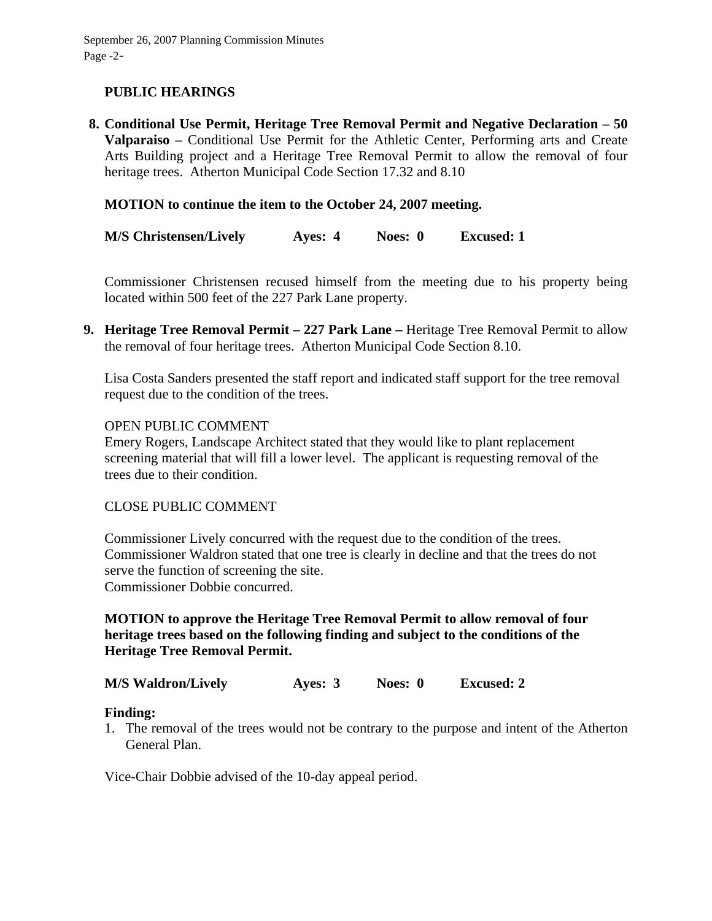## PUBLIC HEARINGS

8. **Conditional Use Permit, Heritage Tree Removal Permit and Negative Declaration – 50 Valparaiso –** Conditional Use Permit for the Athletic Center, Performing arts and Create Arts Building project and a Heritage Tree Removal Permit to allow the removal of four heritage trees. Atherton Municipal Code Section 17.32 and 8.10

   **MOTION to continue the item to the October 24, 2007 meeting.**

   **M/S Christensen/Lively Ayes: 4 Noes: 0 Excused: 1**

   Commissioner Christensen recused himself from the meeting due to his property being located within 500 feet of the 227 Park Lane property.

9. **Heritage Tree Removal Permit – 227 Park Lane –** Heritage Tree Removal Permit to allow the removal of four heritage trees. Atherton Municipal Code Section 8.10.

   Lisa Costa Sanders presented the staff report and indicated staff support for the tree removal request due to the condition of the trees.

   OPEN PUBLIC COMMENT
   Emery Rogers, Landscape Architect stated that they would like to plant replacement screening material that will fill a lower level. The applicant is requesting removal of the trees due to their condition.

   CLOSE PUBLIC COMMENT

   Commissioner Lively concurred with the request due to the condition of the trees.
   Commissioner Waldron stated that one tree is clearly in decline and that the trees do not serve the function of screening the site.
   Commissioner Dobbie concurred.

   **MOTION to approve the Heritage Tree Removal Permit to allow removal of four heritage trees based on the following finding and subject to the conditions of the Heritage Tree Removal Permit.**

   **M/S Waldron/Lively Ayes: 3 Noes: 0 Excused: 2**

   **Finding:**
   1. The removal of the trees would not be contrary to the purpose and intent of the Atherton General Plan.

   Vice-Chair Dobbie advised of the 10-day appeal period.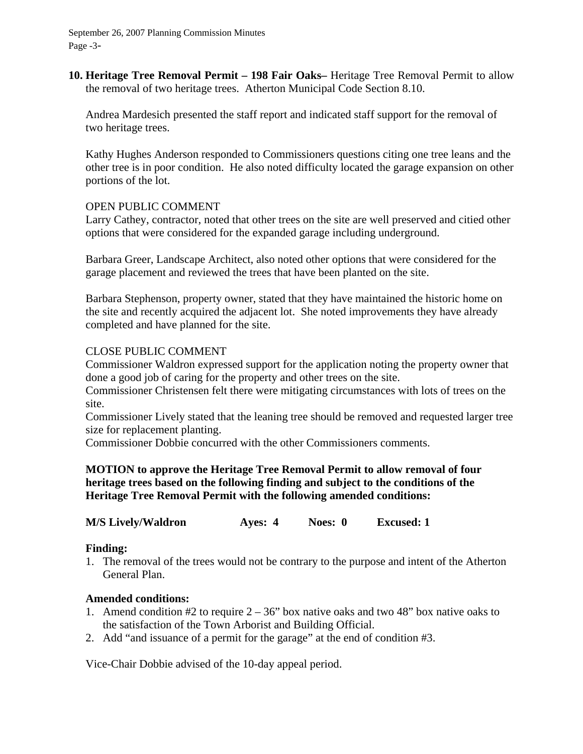**10. Heritage Tree Removal Permit – 198 Fair Oaks–** Heritage Tree Removal Permit to allow the removal of two heritage trees. Atherton Municipal Code Section 8.10.

Andrea Mardesich presented the staff report and indicated staff support for the removal of two heritage trees.

Kathy Hughes Anderson responded to Commissioners questions citing one tree leans and the other tree is in poor condition. He also noted difficulty located the garage expansion on other portions of the lot.

OPEN PUBLIC COMMENT

Larry Cathey, contractor, noted that other trees on the site are well preserved and citied other options that were considered for the expanded garage including underground.

Barbara Greer, Landscape Architect, also noted other options that were considered for the garage placement and reviewed the trees that have been planted on the site.

Barbara Stephenson, property owner, stated that they have maintained the historic home on the site and recently acquired the adjacent lot. She noted improvements they have already completed and have planned for the site.

CLOSE PUBLIC COMMENT

Commissioner Waldron expressed support for the application noting the property owner that done a good job of caring for the property and other trees on the site.

Commissioner Christensen felt there were mitigating circumstances with lots of trees on the site.

Commissioner Lively stated that the leaning tree should be removed and requested larger tree size for replacement planting.

Commissioner Dobbie concurred with the other Commissioners comments.

**MOTION to approve the Heritage Tree Removal Permit to allow removal of four heritage trees based on the following finding and subject to the conditions of the Heritage Tree Removal Permit with the following amended conditions:**

**M/S Lively/Waldron Ayes: 4 Noes: 0 Excused: 1**

**Finding:**

1. The removal of the trees would not be contrary to the purpose and intent of the Atherton General Plan.

**Amended conditions:**

1. Amend condition #2 to require 2 – 36" box native oaks and two 48" box native oaks to the satisfaction of the Town Arborist and Building Official.
2. Add "and issuance of a permit for the garage" at the end of condition #3.

Vice-Chair Dobbie advised of the 10-day appeal period.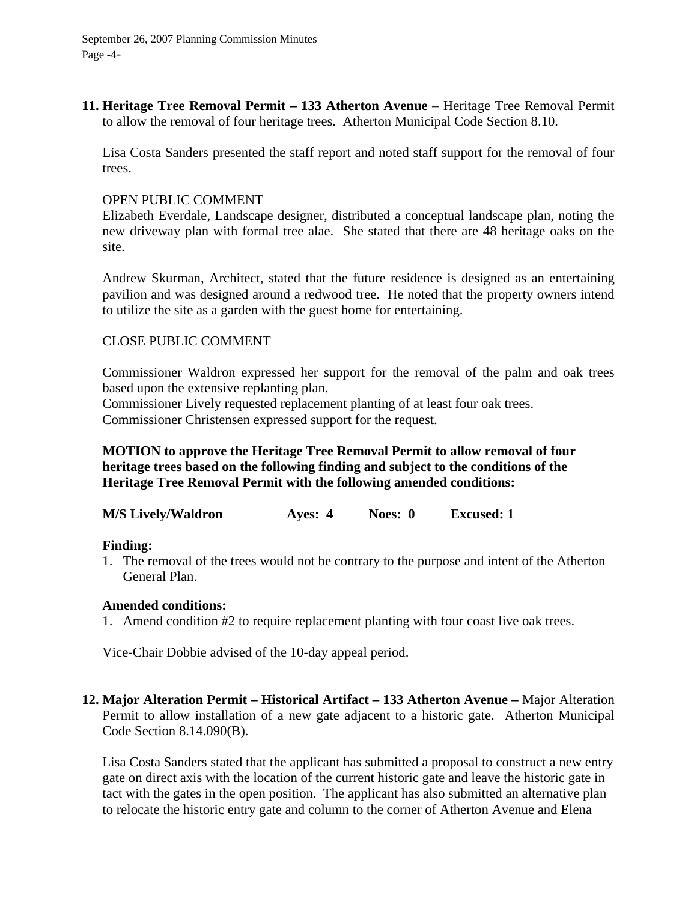**11. Heritage Tree Removal Permit – 133 Atherton Avenue** – Heritage Tree Removal Permit to allow the removal of four heritage trees. Atherton Municipal Code Section 8.10.

Lisa Costa Sanders presented the staff report and noted staff support for the removal of four trees.

OPEN PUBLIC COMMENT

Elizabeth Everdale, Landscape designer, distributed a conceptual landscape plan, noting the new driveway plan with formal tree alae. She stated that there are 48 heritage oaks on the site.

Andrew Skurman, Architect, stated that the future residence is designed as an entertaining pavilion and was designed around a redwood tree. He noted that the property owners intend to utilize the site as a garden with the guest home for entertaining.

CLOSE PUBLIC COMMENT

Commissioner Waldron expressed her support for the removal of the palm and oak trees based upon the extensive replanting plan.

Commissioner Lively requested replacement planting of at least four oak trees.

Commissioner Christensen expressed support for the request.

**MOTION to approve the Heritage Tree Removal Permit to allow removal of four heritage trees based on the following finding and subject to the conditions of the Heritage Tree Removal Permit with the following amended conditions:**

**M/S Lively/Waldron          Ayes: 4     Noes: 0     Excused: 1**

**Finding:**

1. The removal of the trees would not be contrary to the purpose and intent of the Atherton General Plan.

**Amended conditions:**

1. Amend condition #2 to require replacement planting with four coast live oak trees.

Vice-Chair Dobbie advised of the 10-day appeal period.

**12. Major Alteration Permit – Historical Artifact – 133 Atherton Avenue –** Major Alteration Permit to allow installation of a new gate adjacent to a historic gate. Atherton Municipal Code Section 8.14.090(B).

Lisa Costa Sanders stated that the applicant has submitted a proposal to construct a new entry gate on direct axis with the location of the current historic gate and leave the historic gate in tact with the gates in the open position. The applicant has also submitted an alternative plan to relocate the historic entry gate and column to the corner of Atherton Avenue and Elena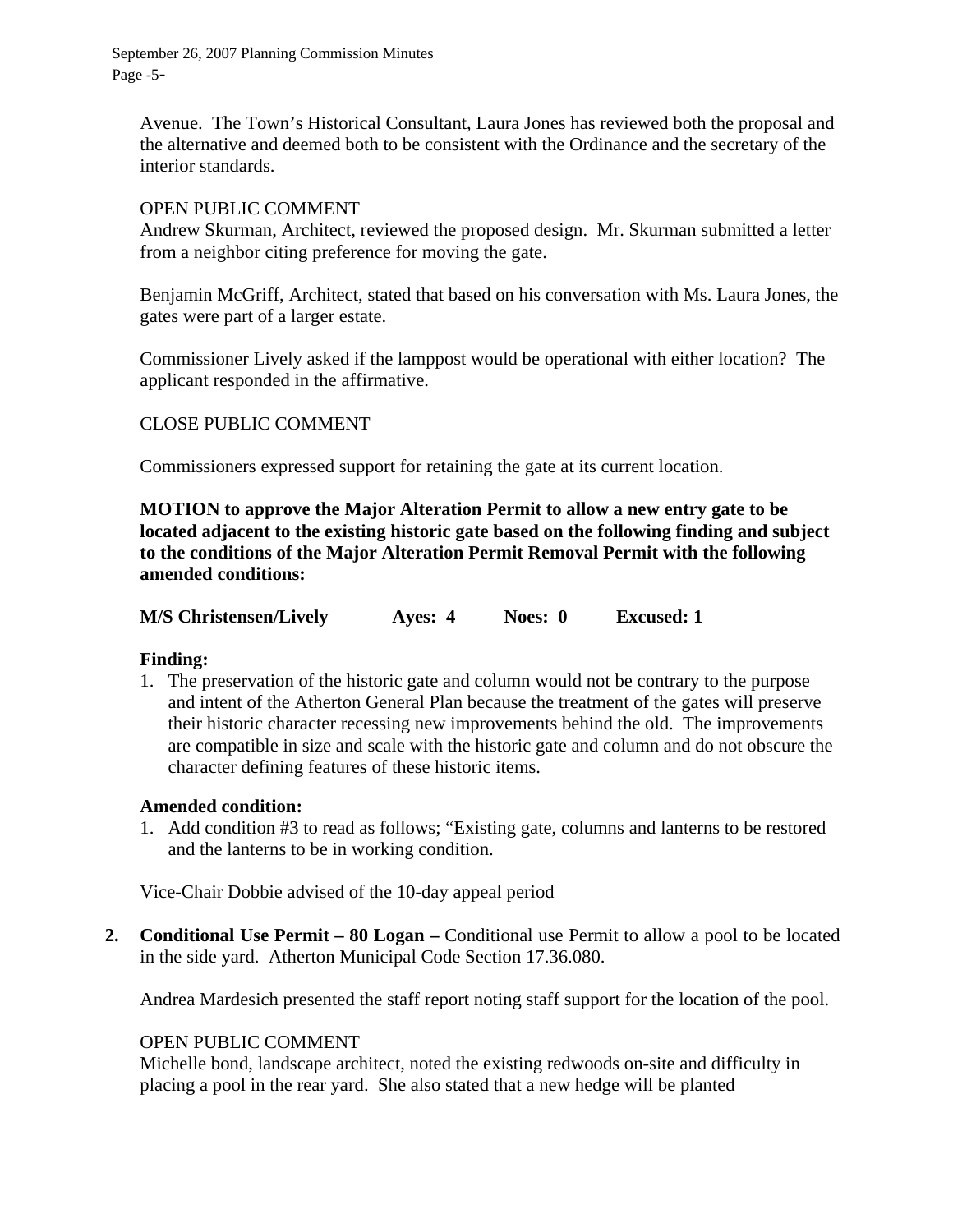Avenue. The Town's Historical Consultant, Laura Jones has reviewed both the proposal and the alternative and deemed both to be consistent with the Ordinance and the secretary of the interior standards.

OPEN PUBLIC COMMENT
Andrew Skurman, Architect, reviewed the proposed design. Mr. Skurman submitted a letter from a neighbor citing preference for moving the gate.

Benjamin McGriff, Architect, stated that based on his conversation with Ms. Laura Jones, the gates were part of a larger estate.

Commissioner Lively asked if the lamppost would be operational with either location? The applicant responded in the affirmative.

CLOSE PUBLIC COMMENT

Commissioners expressed support for retaining the gate at its current location.

**MOTION to approve the Major Alteration Permit to allow a new entry gate to be located adjacent to the existing historic gate based on the following finding and subject to the conditions of the Major Alteration Permit Removal Permit with the following amended conditions:**

**M/S Christensen/Lively Ayes: 4 Noes: 0 Excused: 1**

**Finding:**

1. The preservation of the historic gate and column would not be contrary to the purpose and intent of the Atherton General Plan because the treatment of the gates will preserve their historic character recessing new improvements behind the old. The improvements are compatible in size and scale with the historic gate and column and do not obscure the character defining features of these historic items.

**Amended condition:**

1. Add condition #3 to read as follows; "Existing gate, columns and lanterns to be restored and the lanterns to be in working condition.

Vice-Chair Dobbie advised of the 10-day appeal period

2. **Conditional Use Permit – 80 Logan –** Conditional use Permit to allow a pool to be located in the side yard. Atherton Municipal Code Section 17.36.080.

   Andrea Mardesich presented the staff report noting staff support for the location of the pool.

   OPEN PUBLIC COMMENT
   Michelle bond, landscape architect, noted the existing redwoods on-site and difficulty in placing a pool in the rear yard. She also stated that a new hedge will be planted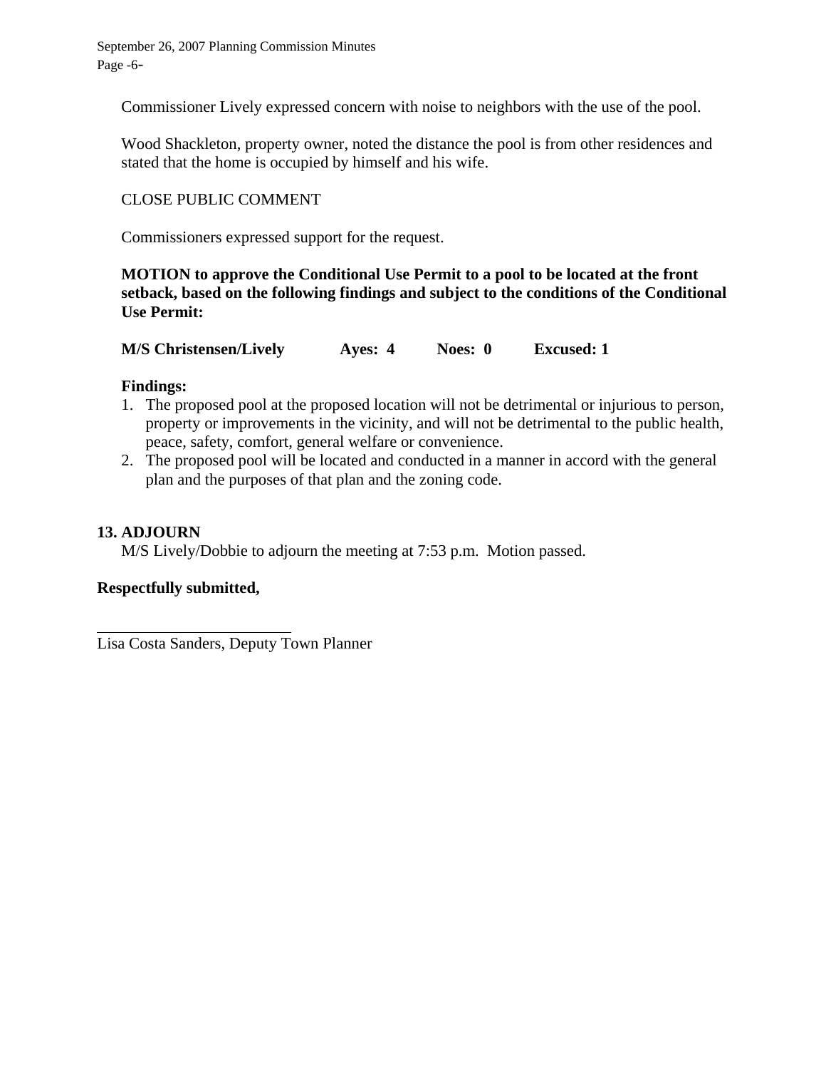Commissioner Lively expressed concern with noise to neighbors with the use of the pool.

Wood Shackleton, property owner, noted the distance the pool is from other residences and stated that the home is occupied by himself and his wife.

CLOSE PUBLIC COMMENT

Commissioners expressed support for the request.

**MOTION to approve the Conditional Use Permit to a pool to be located at the front setback, based on the following findings and subject to the conditions of the Conditional Use Permit:**

**M/S Christensen/Lively    Ayes: 4    Noes: 0    Excused: 1**

**Findings:**

1. The proposed pool at the proposed location will not be detrimental or injurious to person, property or improvements in the vicinity, and will not be detrimental to the public health, peace, safety, comfort, general welfare or convenience.
2. The proposed pool will be located and conducted in a manner in accord with the general plan and the purposes of that plan and the zoning code.

**13. ADJOURN**

M/S Lively/Dobbie to adjourn the meeting at 7:53 p.m. Motion passed.

**Respectfully submitted,**

\_\_\_\_\_\_\_\_\_\_\_\_\_\_\_\_\_\_\_\_\_\_\_\_\_\_

Lisa Costa Sanders, Deputy Town Planner